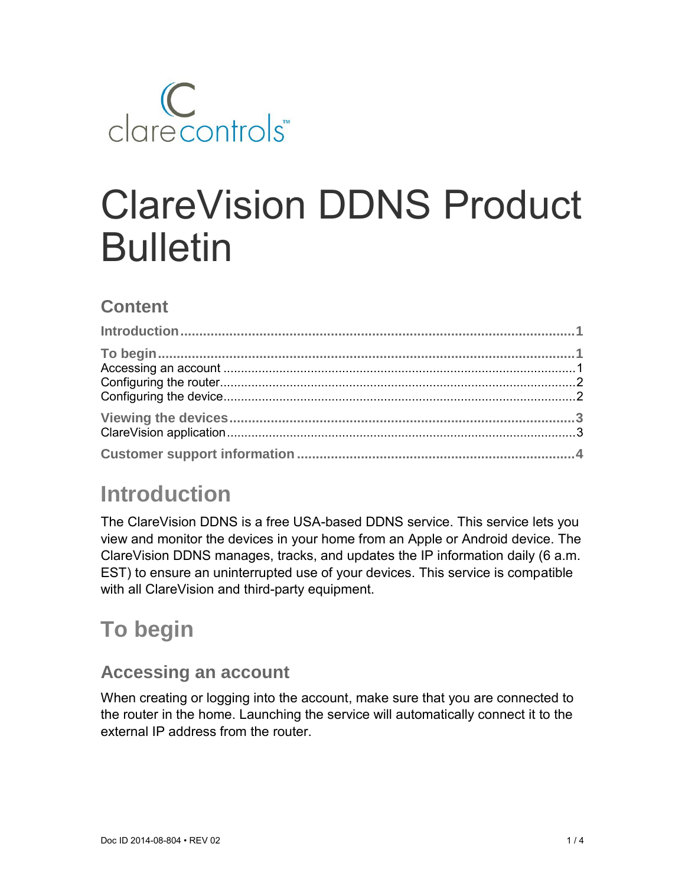clarecontrols™

# ClareVision DDNS Product Bulletin

## Content

**Introduction** ........................................................................................................ **1**

**To begin** ................................................................................................................ **1**
Accessing an account ..................................................................................................... 1
Configuring the router...................................................................................................... 2
Configuring the device..................................................................................................... 2

**Viewing the devices** ............................................................................................ **3**
ClareVision application.................................................................................................... 3

**Customer support information** .......................................................................... **4**

## Introduction

The ClareVision DDNS is a free USA-based DDNS service. This service lets you view and monitor the devices in your home from an Apple or Android device. The ClareVision DDNS manages, tracks, and updates the IP information daily (6 a.m. EST) to ensure an uninterrupted use of your devices. This service is compatible with all ClareVision and third-party equipment.

## To begin

### Accessing an account

When creating or logging into the account, make sure that you are connected to the router in the home. Launching the service will automatically connect it to the external IP address from the router.

Doc ID 2014-08-804 • REV 02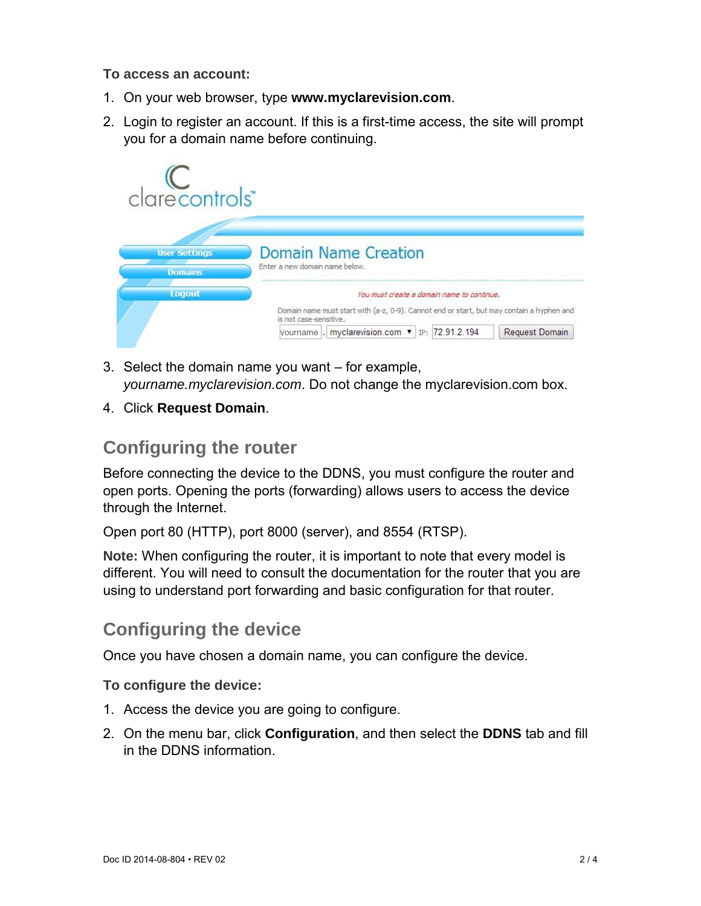**To access an account:**

1. On your web browser, type **www.myclarevision.com**.
2. Login to register an account. If this is a first-time access, the site will prompt you for a domain name before continuing.

3. Select the domain name you want – for example, *yourname.myclarevision.com*. Do not change the myclarevision.com box.
4. Click **Request Domain**.

## Configuring the router

Before connecting the device to the DDNS, you must configure the router and open ports. Opening the ports (forwarding) allows users to access the device through the Internet.

Open port 80 (HTTP), port 8000 (server), and 8554 (RTSP).

**Note:** When configuring the router, it is important to note that every model is different. You will need to consult the documentation for the router that you are using to understand port forwarding and basic configuration for that router.

## Configuring the device

Once you have chosen a domain name, you can configure the device.

**To configure the device:**

1. Access the device you are going to configure.
2. On the menu bar, click **Configuration**, and then select the **DDNS** tab and fill in the DDNS information.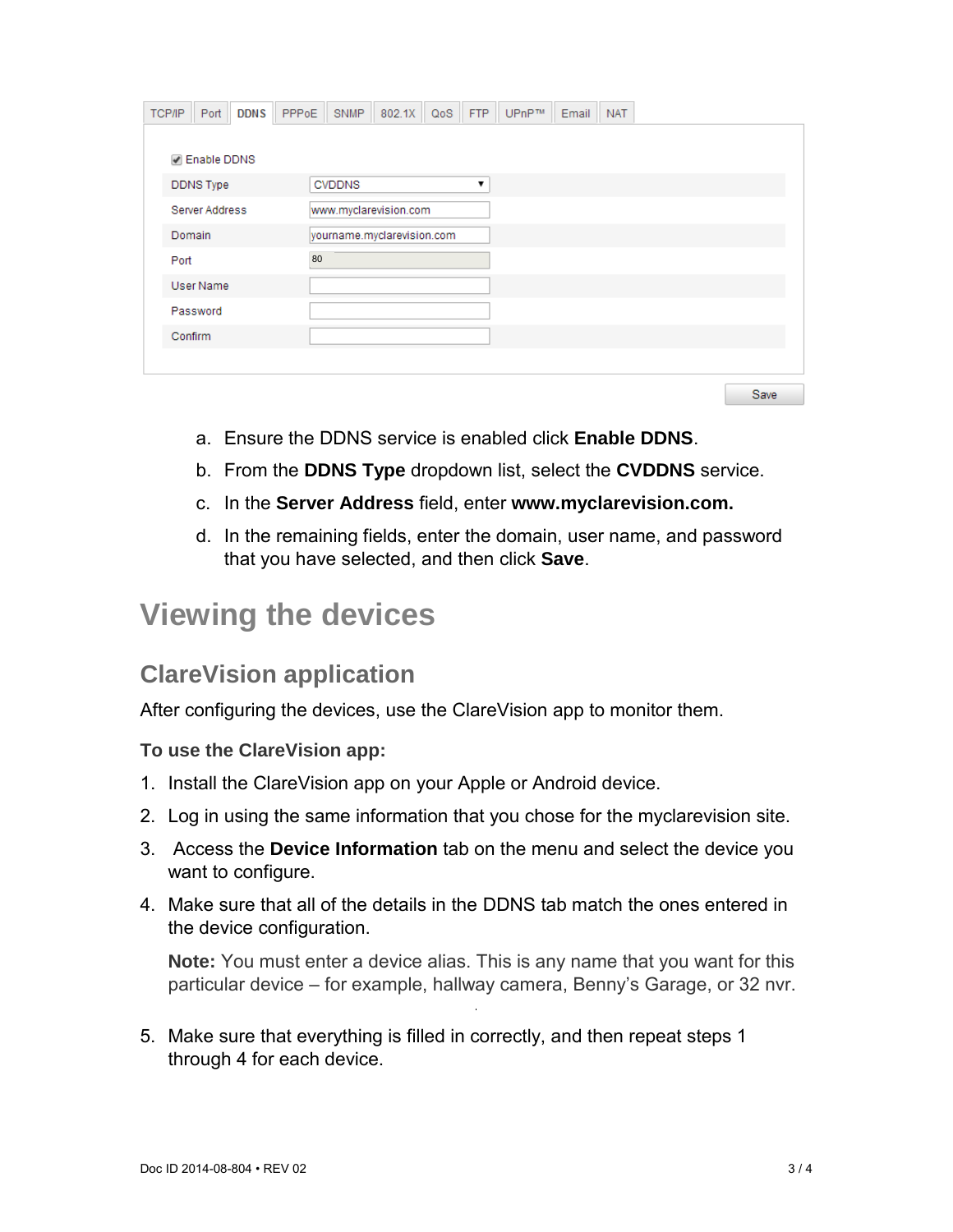| TCP/IP | Port | DDNS | PPPoE | SNMP | 802.1X | QoS | FTP | UPnP™ | Email | NAT |
|---|---|---|---|---|---|---|---|---|---|---|

☑ Enable DDNS

| | |
|---|---|
| DDNS Type | CVDDNS |
| Server Address | www.myclarevision.com |
| Domain | yourname.myclarevision.com |
| Port | 80 |
| User Name | |
| Password | |
| Confirm | |

Save

a. Ensure the DDNS service is enabled click **Enable DDNS**.

b. From the **DDNS Type** dropdown list, select the **CVDDNS** service.

c. In the **Server Address** field, enter **www.myclarevision.com.**

d. In the remaining fields, enter the domain, user name, and password that you have selected, and then click **Save**.

# Viewing the devices

## ClareVision application

After configuring the devices, use the ClareVision app to monitor them.

**To use the ClareVision app:**

1. Install the ClareVision app on your Apple or Android device.
2. Log in using the same information that you chose for the myclarevision site.
3. Access the **Device Information** tab on the menu and select the device you want to configure.
4. Make sure that all of the details in the DDNS tab match the ones entered in the device configuration.

   **Note:** You must enter a device alias. This is any name that you want for this particular device – for example, hallway camera, Benny's Garage, or 32 nvr.

5. Make sure that everything is filled in correctly, and then repeat steps 1 through 4 for each device.

Doc ID 2014-08-804 • REV 02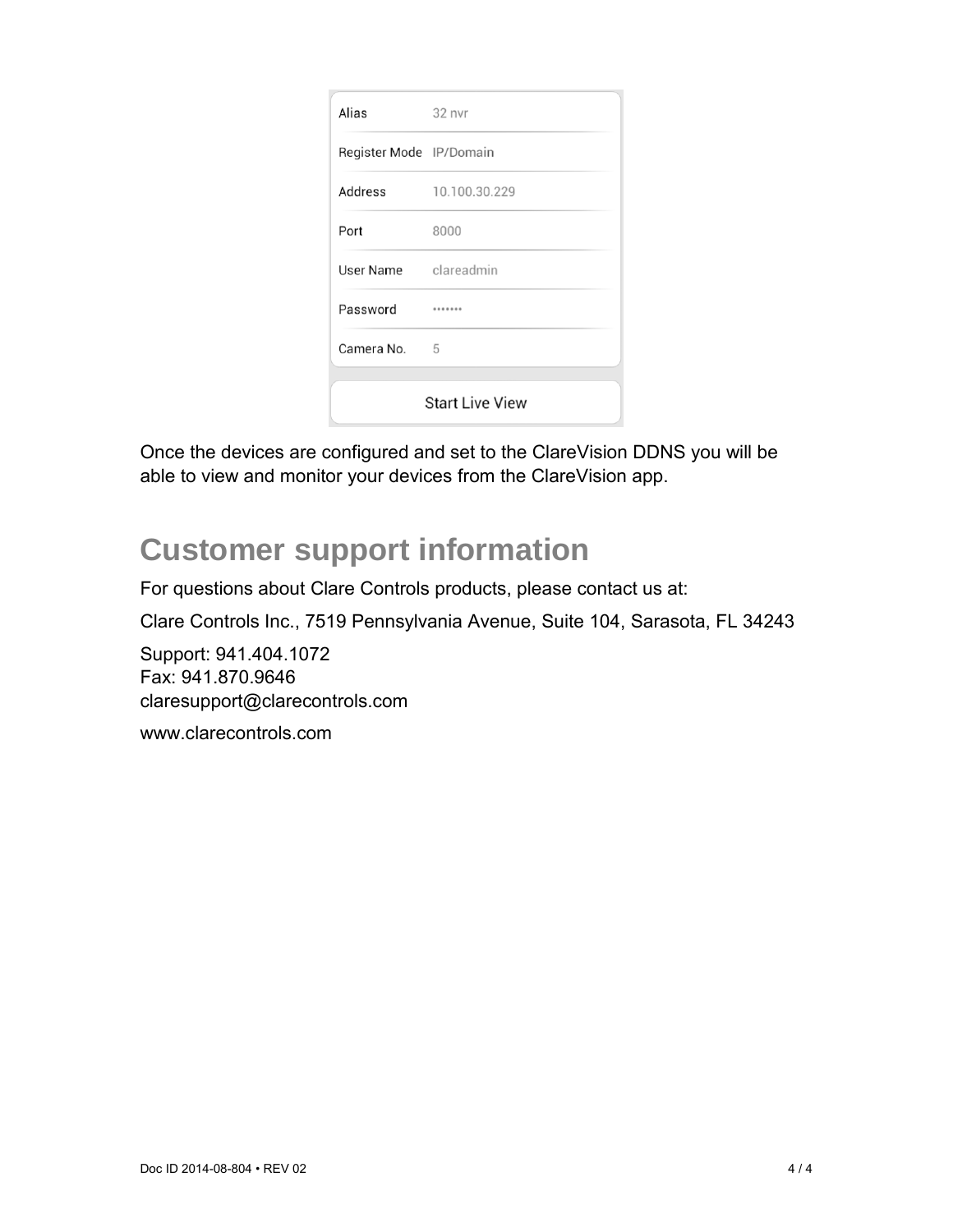| | |
|---|---|
| Alias | 32 nvr |
| Register Mode | IP/Domain |
| Address | 10.100.30.229 |
| Port | 8000 |
| User Name | clareadmin |
| Password | ••••••• |
| Camera No. | 5 |

Start Live View

Once the devices are configured and set to the ClareVision DDNS you will be able to view and monitor your devices from the ClareVision app.

# Customer support information

For questions about Clare Controls products, please contact us at:

Clare Controls Inc., 7519 Pennsylvania Avenue, Suite 104, Sarasota, FL 34243

Support: 941.404.1072
Fax: 941.870.9646
claresupport@clarecontrols.com

www.clarecontrols.com

Doc ID 2014-08-804 • REV 02